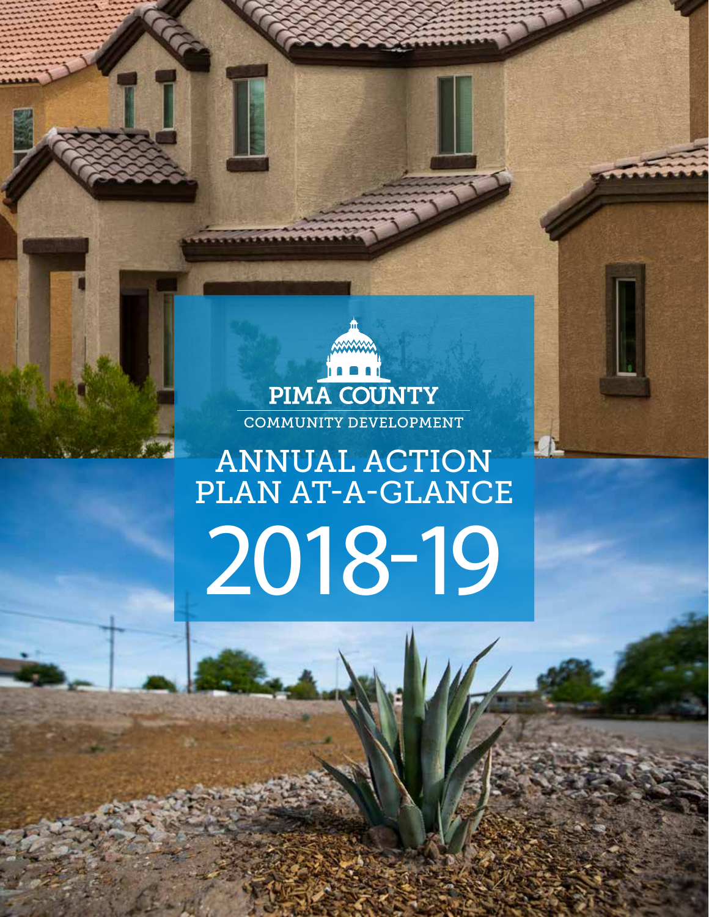PIMA COUNTY

COMMUNITY DEVELOPMENT

# ANNUAL ACTION PLAN AT-A-GLANCE

# 2018-19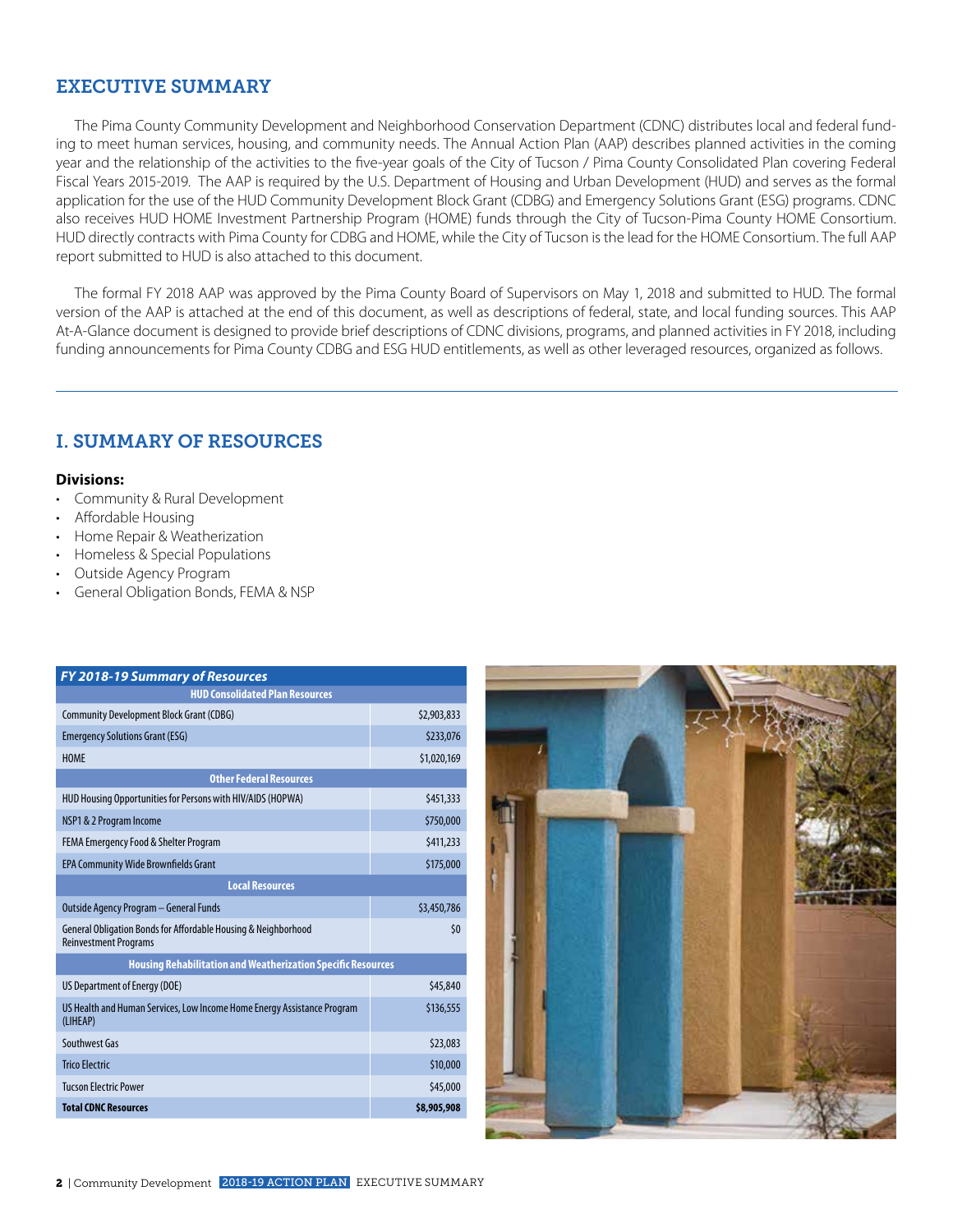## EXECUTIVE SUMMARY

The Pima County Community Development and Neighborhood Conservation Department (CDNC) distributes local and federal funding to meet human services, housing, and community needs. The Annual Action Plan (AAP) describes planned activities in the coming year and the relationship of the activities to the five-year goals of the City of Tucson / Pima County Consolidated Plan covering Federal Fiscal Years 2015-2019. The AAP is required by the U.S. Department of Housing and Urban Development (HUD) and serves as the formal application for the use of the HUD Community Development Block Grant (CDBG) and Emergency Solutions Grant (ESG) programs. CDNC also receives HUD HOME Investment Partnership Program (HOME) funds through the City of Tucson-Pima County HOME Consortium. HUD directly contracts with Pima County for CDBG and HOME, while the City of Tucson is the lead for the HOME Consortium. The full AAP report submitted to HUD is also attached to this document.

The formal FY 2018 AAP was approved by the Pima County Board of Supervisors on May 1, 2018 and submitted to HUD. The formal version of the AAP is attached at the end of this document, as well as descriptions of federal, state, and local funding sources. This AAP At-A-Glance document is designed to provide brief descriptions of CDNC divisions, programs, and planned activities in FY 2018, including funding announcements for Pima County CDBG and ESG HUD entitlements, as well as other leveraged resources, organized as follows.

## I. SUMMARY OF RESOURCES

**Divisions:**

- Community & Rural Development
- Affordable Housing
- Home Repair & Weatherization
- Homeless & Special Populations
- Outside Agency Program
- General Obligation Bonds, FEMA & NSP

| *FY 2018-19 Summary of Resources* | |
|---|---|
| **HUD Consolidated Plan Resources** | |
| Community Development Block Grant (CDBG) | $2,903,833 |
| Emergency Solutions Grant (ESG) | $233,076 |
| HOME | $1,020,169 |
| **Other Federal Resources** | |
| HUD Housing Opportunities for Persons with HIV/AIDS (HOPWA) | $451,333 |
| NSP1 & 2 Program Income | $750,000 |
| FEMA Emergency Food & Shelter Program | $411,233 |
| EPA Community Wide Brownfields Grant | $175,000 |
| **Local Resources** | |
| Outside Agency Program – General Funds | $3,450,786 |
| General Obligation Bonds for Affordable Housing & Neighborhood Reinvestment Programs | $0 |
| **Housing Rehabilitation and Weatherization Specific Resources** | |
| US Department of Energy (DOE) | $45,840 |
| US Health and Human Services, Low Income Home Energy Assistance Program (LIHEAP) | $136,555 |
| Southwest Gas | $23,083 |
| Trico Electric | $10,000 |
| Tucson Electric Power | $45,000 |
| **Total CDNC Resources** | **$8,905,908** |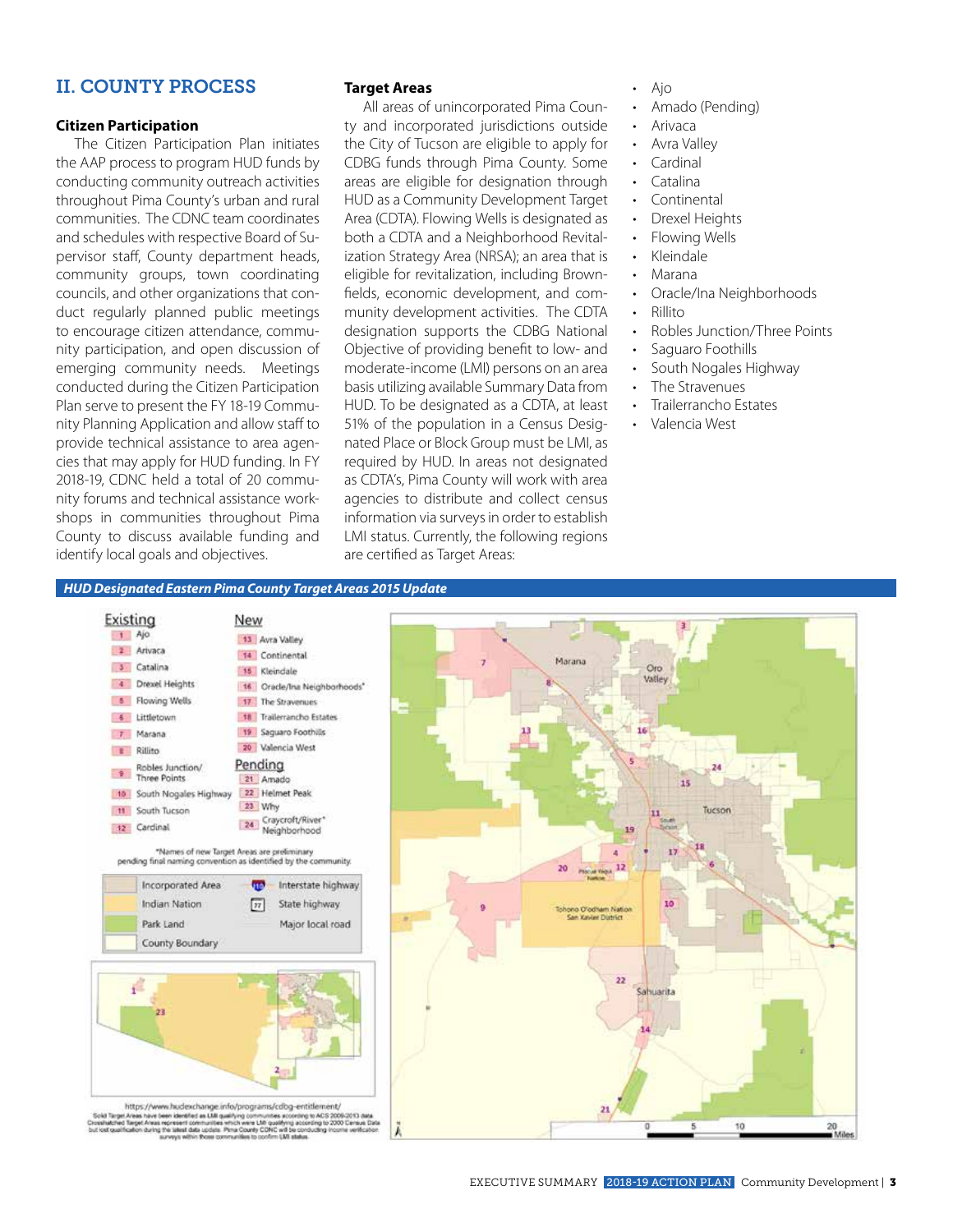## II. COUNTY PROCESS

### Citizen Participation

The Citizen Participation Plan initiates the AAP process to program HUD funds by conducting community outreach activities throughout Pima County's urban and rural communities. The CDNC team coordinates and schedules with respective Board of Supervisor staff, County department heads, community groups, town coordinating councils, and other organizations that conduct regularly planned public meetings to encourage citizen attendance, community participation, and open discussion of emerging community needs. Meetings conducted during the Citizen Participation Plan serve to present the FY 18-19 Community Planning Application and allow staff to provide technical assistance to area agencies that may apply for HUD funding. In FY 2018-19, CDNC held a total of 20 community forums and technical assistance workshops in communities throughout Pima County to discuss available funding and identify local goals and objectives.

### Target Areas

All areas of unincorporated Pima County and incorporated jurisdictions outside the City of Tucson are eligible to apply for CDBG funds through Pima County. Some areas are eligible for designation through HUD as a Community Development Target Area (CDTA). Flowing Wells is designated as both a CDTA and a Neighborhood Revitalization Strategy Area (NRSA); an area that is eligible for revitalization, including Brownfields, economic development, and community development activities. The CDTA designation supports the CDBG National Objective of providing benefit to low- and moderate-income (LMI) persons on an area basis utilizing available Summary Data from HUD. To be designated as a CDTA, at least 51% of the population in a Census Designated Place or Block Group must be LMI, as required by HUD. In areas not designated as CDTA's, Pima County will work with area agencies to distribute and collect census information via surveys in order to establish LMI status. Currently, the following regions are certified as Target Areas:

- Ajo
- Amado (Pending)
- Arivaca
- Avra Valley
- Cardinal
- Catalina
- Continental
- Drexel Heights
- Flowing Wells
- Kleindale
- Marana
- Oracle/Ina Neighborhoods
- Rillito
- Robles Junction/Three Points
- Saguaro Foothills
- South Nogales Highway
- The Stravenues
- Trailerrancho Estates
- Valencia West

*HUD Designated Eastern Pima County Target Areas 2015 Update*

**Existing**
1. Ajo
2. Arivaca
3. Catalina
4. Drexel Heights
5. Flowing Wells
6. Littletown
7. Marana
8. Rillito
9. Robles Junction/ Three Points
10. South Nogales Highway
11. South Tucson
12. Cardinal

**New**

13. Avra Valley
14. Continental
15. Kleindale
16. Oracle/Ina Neighborhoods*
17. The Stravenues
18. Trailerrancho Estates
19. Saguaro Foothills
20. Valencia West

**Pending**

21. Amado
22. Helmet Peak
23. Why
24. Craycroft/River* Neighborhood

*Names of new Target Areas are preliminary pending final naming convention as identified by the community.

Incorporated Area | Indian Nation | Park Land | County Boundary | Interstate highway | State highway | Major local road

https://www.hudexchange.info/programs/cdbg-entitlement/

Solid Target Areas have been identified as LMI qualifying communities according to ACS 2009-2013 data. Crosshatched Target Areas represent communities which were LMI qualifying according to 2000 Census Data but lost qualification during the latest data update. Pima County CDNC will be conducting income verification surveys within those communities to confirm LMI status.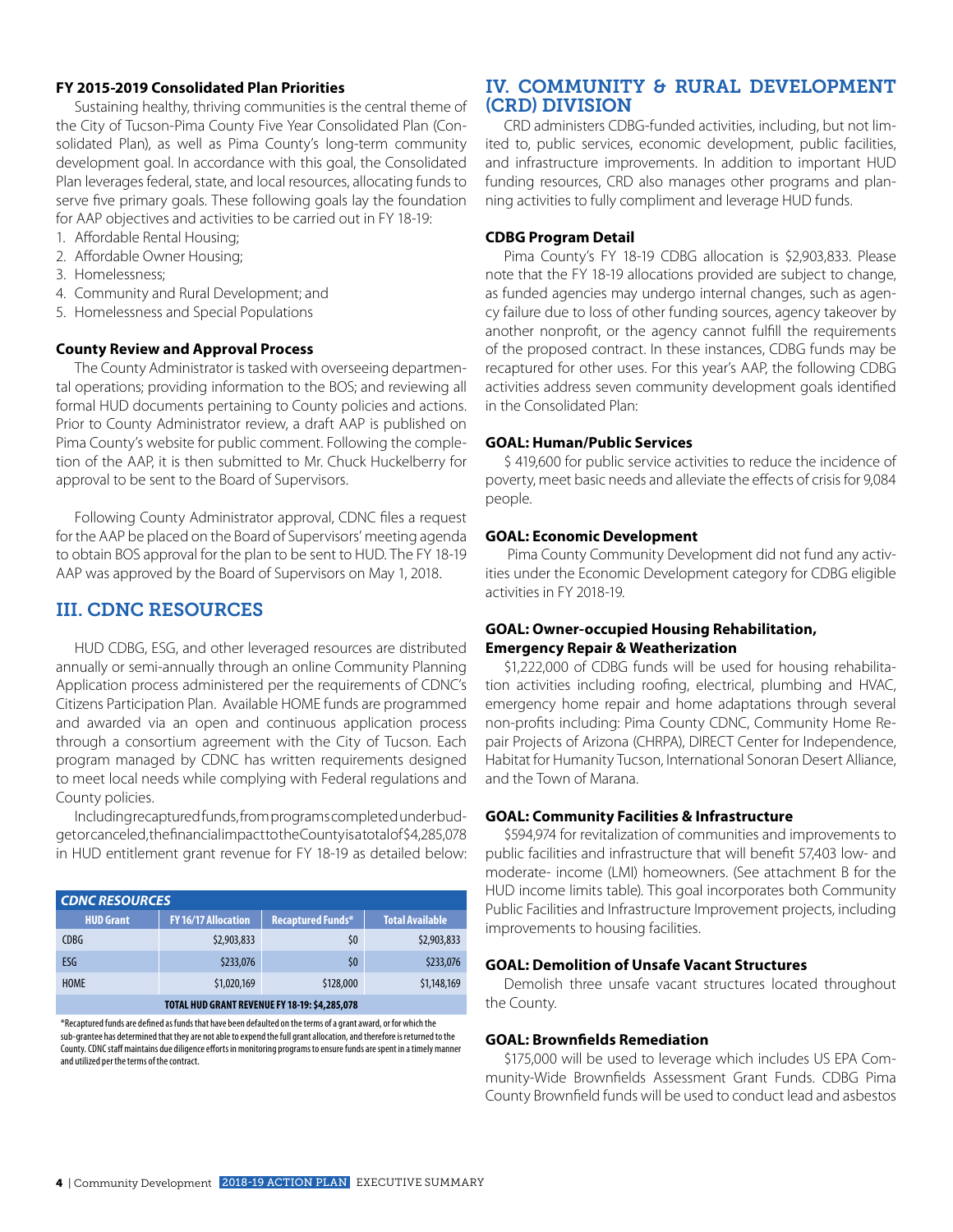**FY 2015-2019 Consolidated Plan Priorities**

Sustaining healthy, thriving communities is the central theme of the City of Tucson-Pima County Five Year Consolidated Plan (Consolidated Plan), as well as Pima County's long-term community development goal. In accordance with this goal, the Consolidated Plan leverages federal, state, and local resources, allocating funds to serve five primary goals. These following goals lay the foundation for AAP objectives and activities to be carried out in FY 18-19:

1. Affordable Rental Housing;
2. Affordable Owner Housing;
3. Homelessness;
4. Community and Rural Development; and
5. Homelessness and Special Populations

**County Review and Approval Process**

The County Administrator is tasked with overseeing departmental operations; providing information to the BOS; and reviewing all formal HUD documents pertaining to County policies and actions. Prior to County Administrator review, a draft AAP is published on Pima County's website for public comment. Following the completion of the AAP, it is then submitted to Mr. Chuck Huckelberry for approval to be sent to the Board of Supervisors.

Following County Administrator approval, CDNC files a request for the AAP be placed on the Board of Supervisors' meeting agenda to obtain BOS approval for the plan to be sent to HUD. The FY 18-19 AAP was approved by the Board of Supervisors on May 1, 2018.

## III. CDNC RESOURCES

HUD CDBG, ESG, and other leveraged resources are distributed annually or semi-annually through an online Community Planning Application process administered per the requirements of CDNC's Citizens Participation Plan. Available HOME funds are programmed and awarded via an open and continuous application process through a consortium agreement with the City of Tucson. Each program managed by CDNC has written requirements designed to meet local needs while complying with Federal regulations and County policies.

Including recaptured funds, from programs completed under budget or canceled, the financial impact to the County is a total of $4,285,078 in HUD entitlement grant revenue for FY 18-19 as detailed below:

| *CDNC RESOURCES* | | | |
|---|---|---|---|
| **HUD Grant** | **FY 16/17 Allocation** | **Recaptured Funds*** | **Total Available** |
| CDBG | $2,903,833 | $0 | $2,903,833 |
| ESG | $233,076 | $0 | $233,076 |
| HOME | $1,020,169 | $128,000 | $1,148,169 |
| **TOTAL HUD GRANT REVENUE FY 18-19: $4,285,078** | | | |

*Recaptured funds are defined as funds that have been defaulted on the terms of a grant award, or for which the sub-grantee has determined that they are not able to expend the full grant allocation, and therefore is returned to the County. CDNC staff maintains due diligence efforts in monitoring programs to ensure funds are spent in a timely manner and utilized per the terms of the contract.

## IV. COMMUNITY & RURAL DEVELOPMENT (CRD) DIVISION

CRD administers CDBG-funded activities, including, but not limited to, public services, economic development, public facilities, and infrastructure improvements. In addition to important HUD funding resources, CRD also manages other programs and planning activities to fully compliment and leverage HUD funds.

**CDBG Program Detail**

Pima County's FY 18-19 CDBG allocation is $2,903,833. Please note that the FY 18-19 allocations provided are subject to change, as funded agencies may undergo internal changes, such as agency failure due to loss of other funding sources, agency takeover by another nonprofit, or the agency cannot fulfill the requirements of the proposed contract. In these instances, CDBG funds may be recaptured for other uses. For this year's AAP, the following CDBG activities address seven community development goals identified in the Consolidated Plan:

**GOAL: Human/Public Services**

$ 419,600 for public service activities to reduce the incidence of poverty, meet basic needs and alleviate the effects of crisis for 9,084 people.

**GOAL: Economic Development**

Pima County Community Development did not fund any activities under the Economic Development category for CDBG eligible activities in FY 2018-19.

**GOAL: Owner-occupied Housing Rehabilitation, Emergency Repair & Weatherization**

$1,222,000 of CDBG funds will be used for housing rehabilitation activities including roofing, electrical, plumbing and HVAC, emergency home repair and home adaptations through several non-profits including: Pima County CDNC, Community Home Repair Projects of Arizona (CHRPA), DIRECT Center for Independence, Habitat for Humanity Tucson, International Sonoran Desert Alliance, and the Town of Marana.

**GOAL: Community Facilities & Infrastructure**

$594,974 for revitalization of communities and improvements to public facilities and infrastructure that will benefit 57,403 low- and moderate- income (LMI) homeowners. (See attachment B for the HUD income limits table). This goal incorporates both Community Public Facilities and Infrastructure Improvement projects, including improvements to housing facilities.

**GOAL: Demolition of Unsafe Vacant Structures**

Demolish three unsafe vacant structures located throughout the County.

**GOAL: Brownfields Remediation**

$175,000 will be used to leverage which includes US EPA Community-Wide Brownfields Assessment Grant Funds. CDBG Pima County Brownfield funds will be used to conduct lead and asbestos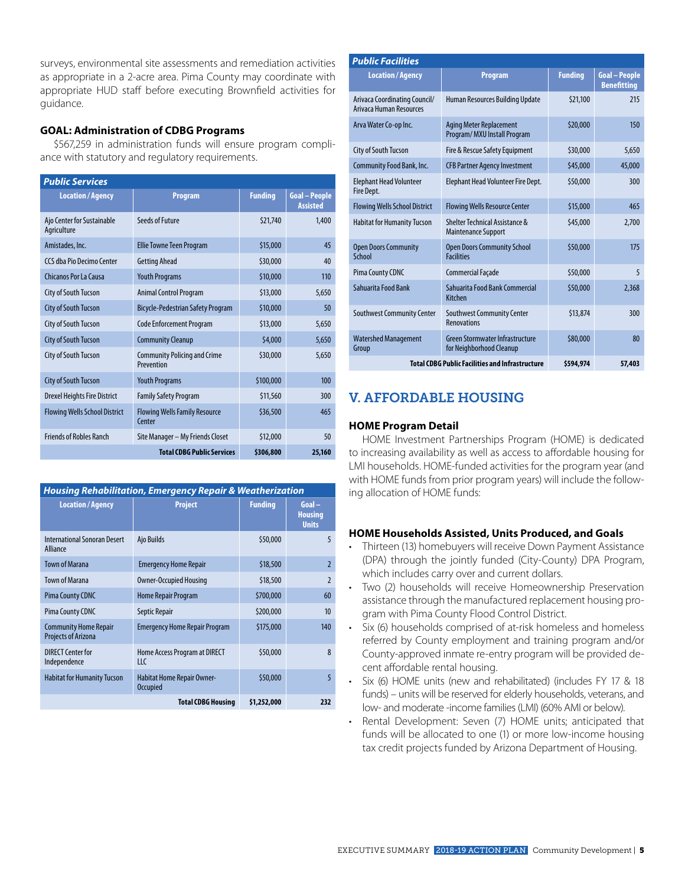surveys, environmental site assessments and remediation activities as appropriate in a 2-acre area. Pima County may coordinate with appropriate HUD staff before executing Brownfield activities for guidance.

### GOAL: Administration of CDBG Programs

$567,259 in administration funds will ensure program compliance with statutory and regulatory requirements.

| *Public Services* | | | |
|---|---|---|---|
| **Location / Agency** | **Program** | **Funding** | **Goal – People Assisted** |
| Ajo Center for Sustainable Agriculture | Seeds of Future | $21,740 | 1,400 |
| Amistades, Inc. | Ellie Towne Teen Program | $15,000 | 45 |
| CCS dba Pio Decimo Center | Getting Ahead | $30,000 | 40 |
| Chicanos Por La Causa | Youth Programs | $10,000 | 110 |
| City of South Tucson | Animal Control Program | $13,000 | 5,650 |
| City of South Tucson | Bicycle-Pedestrian Safety Program | $10,000 | 50 |
| City of South Tucson | Code Enforcement Program | $13,000 | 5,650 |
| City of South Tucson | Community Cleanup | $4,000 | 5,650 |
| City of South Tucson | Community Policing and Crime Prevention | $30,000 | 5,650 |
| City of South Tucson | Youth Programs | $100,000 | 100 |
| Drexel Heights Fire District | Family Safety Program | $11,560 | 300 |
| Flowing Wells School District | Flowing Wells Family Resource Center | $36,500 | 465 |
| Friends of Robles Ranch | Site Manager – My Friends Closet | $12,000 | 50 |
| | **Total CDBG Public Services** | **$306,800** | **25,160** |

| *Housing Rehabilitation, Emergency Repair & Weatherization* | | | |
|---|---|---|---|
| **Location / Agency** | **Project** | **Funding** | **Goal – Housing Units** |
| International Sonoran Desert Alliance | Ajo Builds | $50,000 | 5 |
| Town of Marana | Emergency Home Repair | $18,500 | 2 |
| Town of Marana | Owner-Occupied Housing | $18,500 | 2 |
| Pima County CDNC | Home Repair Program | $700,000 | 60 |
| Pima County CDNC | Septic Repair | $200,000 | 10 |
| Community Home Repair Projects of Arizona | Emergency Home Repair Program | $175,000 | 140 |
| DIRECT Center for Independence | Home Access Program at DIRECT LLC | $50,000 | 8 |
| Habitat for Humanity Tucson | Habitat Home Repair Owner-Occupied | $50,000 | 5 |
| | **Total CDBG Housing** | **$1,252,000** | **232** |

| *Public Facilities* | | | |
|---|---|---|---|
| **Location / Agency** | **Program** | **Funding** | **Goal – People Benefitting** |
| Arivaca Coordinating Council/ Arivaca Human Resources | Human Resources Building Update | $21,100 | 215 |
| Arva Water Co-op Inc. | Aging Meter Replacement Program/ MXU Install Program | $20,000 | 150 |
| City of South Tucson | Fire & Rescue Safety Equipment | $30,000 | 5,650 |
| Community Food Bank, Inc. | CFB Partner Agency Investment | $45,000 | 45,000 |
| Elephant Head Volunteer Fire Dept. | Elephant Head Volunteer Fire Dept. | $50,000 | 300 |
| Flowing Wells School District | Flowing Wells Resource Center | $15,000 | 465 |
| Habitat for Humanity Tucson | Shelter Technical Assistance & Maintenance Support | $45,000 | 2,700 |
| Open Doors Community School | Open Doors Community School Facilities | $50,000 | 175 |
| Pima County CDNC | Commercial Façade | $50,000 | 5 |
| Sahuarita Food Bank | Sahuarita Food Bank Commercial Kitchen | $50,000 | 2,368 |
| Southwest Community Center | Southwest Community Center Renovations | $13,874 | 300 |
| Watershed Management Group | Green Stormwater Infrastructure for Neighborhood Cleanup | $80,000 | 80 |
| | **Total CDBG Public Facilities and Infrastructure** | **$594,974** | **57,403** |

## V. AFFORDABLE HOUSING

### HOME Program Detail

HOME Investment Partnerships Program (HOME) is dedicated to increasing availability as well as access to affordable housing for LMI households. HOME-funded activities for the program year (and with HOME funds from prior program years) will include the following allocation of HOME funds:

### HOME Households Assisted, Units Produced, and Goals

- Thirteen (13) homebuyers will receive Down Payment Assistance (DPA) through the jointly funded (City-County) DPA Program, which includes carry over and current dollars.
- Two (2) households will receive Homeownership Preservation assistance through the manufactured replacement housing program with Pima County Flood Control District.
- Six (6) households comprised of at-risk homeless and homeless referred by County employment and training program and/or County-approved inmate re-entry program will be provided decent affordable rental housing.
- Six (6) HOME units (new and rehabilitated) (includes FY 17 & 18 funds) – units will be reserved for elderly households, veterans, and low- and moderate -income families (LMI) (60% AMI or below).
- Rental Development: Seven (7) HOME units; anticipated that funds will be allocated to one (1) or more low-income housing tax credit projects funded by Arizona Department of Housing.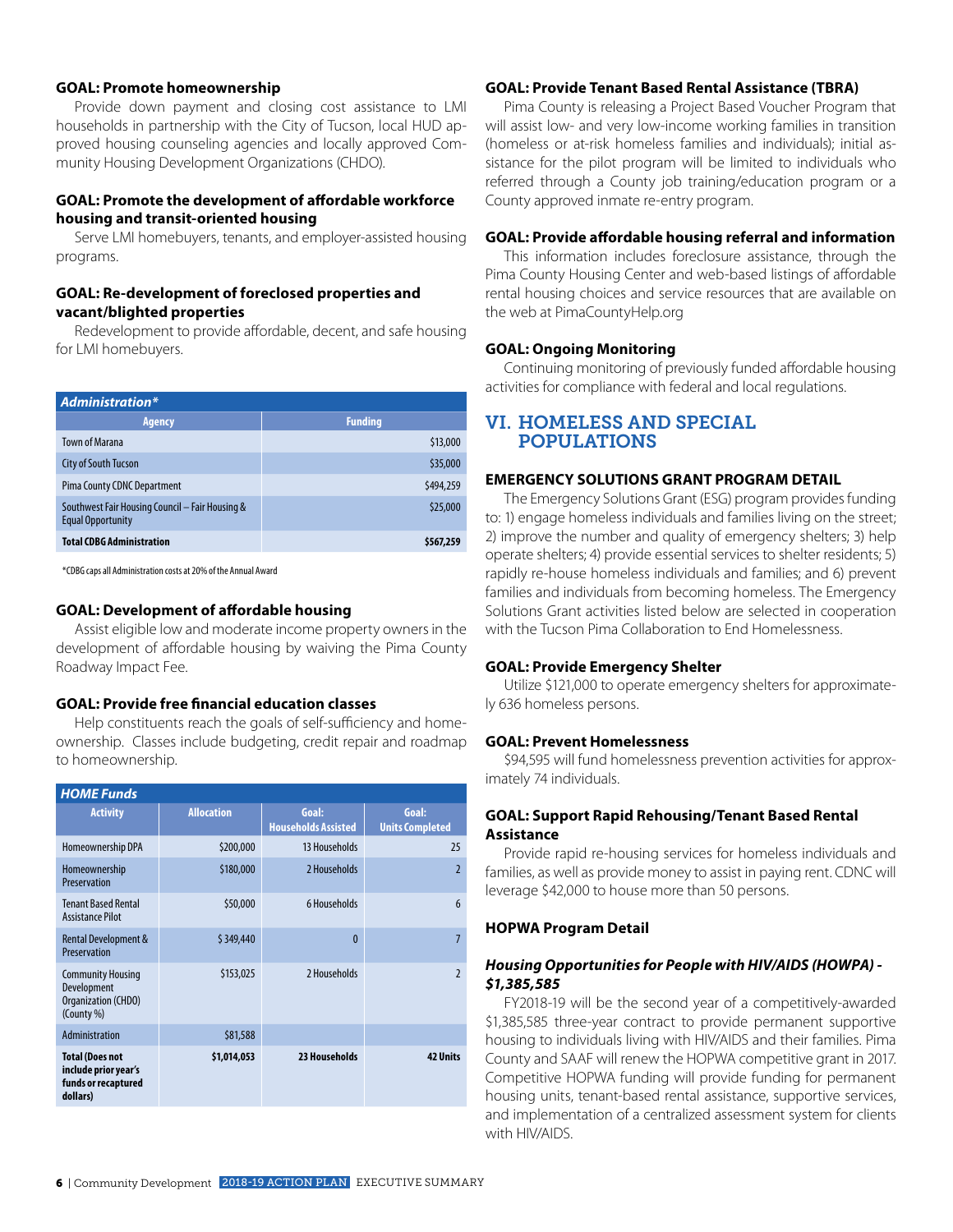**GOAL: Promote homeownership**

Provide down payment and closing cost assistance to LMI households in partnership with the City of Tucson, local HUD approved housing counseling agencies and locally approved Community Housing Development Organizations (CHDO).

**GOAL: Promote the development of affordable workforce housing and transit-oriented housing**

Serve LMI homebuyers, tenants, and employer-assisted housing programs.

**GOAL: Re-development of foreclosed properties and vacant/blighted properties**

Redevelopment to provide affordable, decent, and safe housing for LMI homebuyers.

| *Administration** | |
|---|---|
| **Agency** | **Funding** |
| Town of Marana | $13,000 |
| City of South Tucson | $35,000 |
| Pima County CDNC Department | $494,259 |
| Southwest Fair Housing Council – Fair Housing & Equal Opportunity | $25,000 |
| **Total CDBG Administration** | **$567,259** |

*CDBG caps all Administration costs at 20% of the Annual Award

**GOAL: Development of affordable housing**

Assist eligible low and moderate income property owners in the development of affordable housing by waiving the Pima County Roadway Impact Fee.

**GOAL: Provide free financial education classes**

Help constituents reach the goals of self-sufficiency and homeownership. Classes include budgeting, credit repair and roadmap to homeownership.

| *HOME Funds* | | | |
|---|---|---|---|
| **Activity** | **Allocation** | **Goal: Households Assisted** | **Goal: Units Completed** |
| Homeownership DPA | $200,000 | 13 Households | 25 |
| Homeownership Preservation | $180,000 | 2 Households | 2 |
| Tenant Based Rental Assistance Pilot | $50,000 | 6 Households | 6 |
| Rental Development & Preservation | $ 349,440 | 0 | 7 |
| Community Housing Development Organization (CHDO) (County %) | $153,025 | 2 Households | 2 |
| Administration | $81,588 | | |
| **Total (Does not include prior year's funds or recaptured dollars)** | **$1,014,053** | **23 Households** | **42 Units** |

**GOAL: Provide Tenant Based Rental Assistance (TBRA)**

Pima County is releasing a Project Based Voucher Program that will assist low- and very low-income working families in transition (homeless or at-risk homeless families and individuals); initial assistance for the pilot program will be limited to individuals who referred through a County job training/education program or a County approved inmate re-entry program.

**GOAL: Provide affordable housing referral and information**

This information includes foreclosure assistance, through the Pima County Housing Center and web-based listings of affordable rental housing choices and service resources that are available on the web at PimaCountyHelp.org

**GOAL: Ongoing Monitoring**

Continuing monitoring of previously funded affordable housing activities for compliance with federal and local regulations.

## VI. HOMELESS AND SPECIAL POPULATIONS

**EMERGENCY SOLUTIONS GRANT PROGRAM DETAIL**

The Emergency Solutions Grant (ESG) program provides funding to: 1) engage homeless individuals and families living on the street; 2) improve the number and quality of emergency shelters; 3) help operate shelters; 4) provide essential services to shelter residents; 5) rapidly re-house homeless individuals and families; and 6) prevent families and individuals from becoming homeless. The Emergency Solutions Grant activities listed below are selected in cooperation with the Tucson Pima Collaboration to End Homelessness.

**GOAL: Provide Emergency Shelter**

Utilize $121,000 to operate emergency shelters for approximately 636 homeless persons.

**GOAL: Prevent Homelessness**

$94,595 will fund homelessness prevention activities for approximately 74 individuals.

**GOAL: Support Rapid Rehousing/Tenant Based Rental Assistance**

Provide rapid re-housing services for homeless individuals and families, as well as provide money to assist in paying rent. CDNC will leverage $42,000 to house more than 50 persons.

**HOPWA Program Detail**

***Housing Opportunities for People with HIV/AIDS (HOWPA) - $1,385,585***

FY2018-19 will be the second year of a competitively-awarded $1,385,585 three-year contract to provide permanent supportive housing to individuals living with HIV/AIDS and their families. Pima County and SAAF will renew the HOPWA competitive grant in 2017. Competitive HOPWA funding will provide funding for permanent housing units, tenant-based rental assistance, supportive services, and implementation of a centralized assessment system for clients with HIV/AIDS.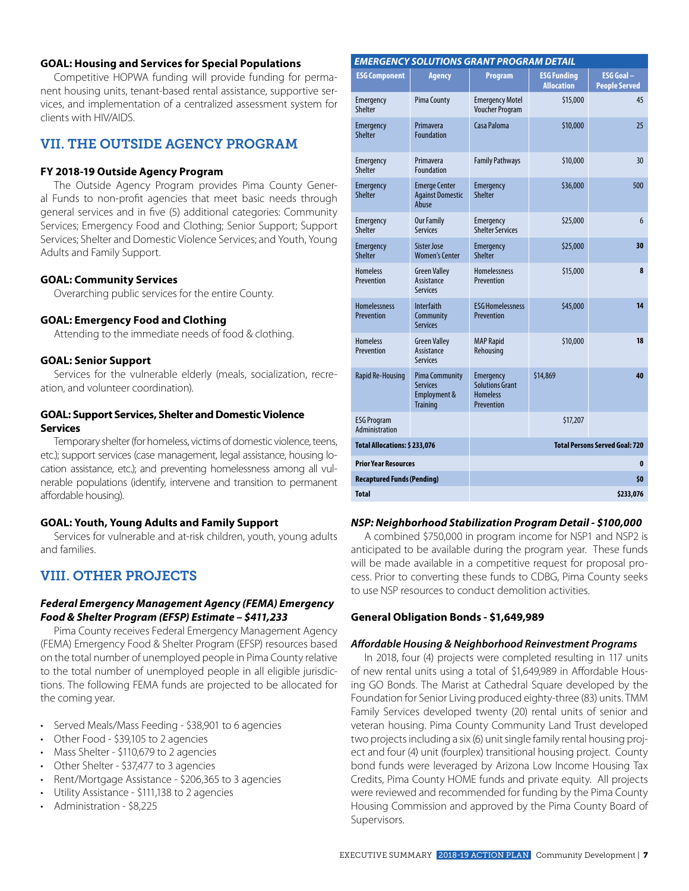### GOAL: Housing and Services for Special Populations

Competitive HOPWA funding will provide funding for permanent housing units, tenant-based rental assistance, supportive services, and implementation of a centralized assessment system for clients with HIV/AIDS.

## VII. THE OUTSIDE AGENCY PROGRAM

### FY 2018-19 Outside Agency Program

The Outside Agency Program provides Pima County General Funds to non-profit agencies that meet basic needs through general services and in five (5) additional categories: Community Services; Emergency Food and Clothing; Senior Support; Support Services; Shelter and Domestic Violence Services; and Youth, Young Adults and Family Support.

### GOAL: Community Services

Overarching public services for the entire County.

### GOAL: Emergency Food and Clothing

Attending to the immediate needs of food & clothing.

### GOAL: Senior Support

Services for the vulnerable elderly (meals, socialization, recreation, and volunteer coordination).

### GOAL: Support Services, Shelter and Domestic Violence Services

Temporary shelter (for homeless, victims of domestic violence, teens, etc.); support services (case management, legal assistance, housing location assistance, etc.); and preventing homelessness among all vulnerable populations (identify, intervene and transition to permanent affordable housing).

### GOAL: Youth, Young Adults and Family Support

Services for vulnerable and at-risk children, youth, young adults and families.

## VIII. OTHER PROJECTS

### *Federal Emergency Management Agency (FEMA) Emergency Food & Shelter Program (EFSP) Estimate – $411,233*

Pima County receives Federal Emergency Management Agency (FEMA) Emergency Food & Shelter Program (EFSP) resources based on the total number of unemployed people in Pima County relative to the total number of unemployed people in all eligible jurisdictions. The following FEMA funds are projected to be allocated for the coming year.

- Served Meals/Mass Feeding - $38,901 to 6 agencies
- Other Food - $39,105 to 2 agencies
- Mass Shelter - $110,679 to 2 agencies
- Other Shelter - $37,477 to 3 agencies
- Rent/Mortgage Assistance - $206,365 to 3 agencies
- Utility Assistance - $111,138 to 2 agencies
- Administration - $8,225

**EMERGENCY SOLUTIONS GRANT PROGRAM DETAIL**

| ESG Component | Agency | Program | ESG Funding Allocation | ESG Goal – People Served |
|---|---|---|---|---|
| Emergency Shelter | Pima County | Emergency Motel Voucher Program | $15,000 | 45 |
| Emergency Shelter | Primavera Foundation | Casa Paloma | $10,000 | 25 |
| Emergency Shelter | Primavera Foundation | Family Pathways | $10,000 | 30 |
| Emergency Shelter | Emerge Center Against Domestic Abuse | Emergency Shelter | $36,000 | 500 |
| Emergency Shelter | Our Family Services | Emergency Shelter Services | $25,000 | 6 |
| Emergency Shelter | Sister Jose Women's Center | Emergency Shelter | $25,000 | **30** |
| Homeless Prevention | Green Valley Assistance Services | Homelessness Prevention | $15,000 | **8** |
| Homelessness Prevention | Interfaith Community Services | ESG Homelessness Prevention | $45,000 | **14** |
| Homeless Prevention | Green Valley Assistance Services | MAP Rapid Rehousing | $10,000 | **18** |
| Rapid Re-Housing | Pima Community Services Employment & Training | Emergency Solutions Grant Homeless Prevention | $14,869 | **40** |
| ESG Program Administration | | | $17,207 | |
| **Total Allocations: $ 233,076** | | **Total Persons Served Goal: 720** | | |
| **Prior Year Resources** | | | | **0** |
| **Recaptured Funds (Pending)** | | | | **$0** |
| **Total** | | | | **$233,076** |

### *NSP: Neighborhood Stabilization Program Detail - $100,000*

A combined $750,000 in program income for NSP1 and NSP2 is anticipated to be available during the program year. These funds will be made available in a competitive request for proposal process. Prior to converting these funds to CDBG, Pima County seeks to use NSP resources to conduct demolition activities.

### General Obligation Bonds - $1,649,989

### *Affordable Housing & Neighborhood Reinvestment Programs*

In 2018, four (4) projects were completed resulting in 117 units of new rental units using a total of $1,649,989 in Affordable Housing GO Bonds. The Marist at Cathedral Square developed by the Foundation for Senior Living produced eighty-three (83) units. TMM Family Services developed twenty (20) rental units of senior and veteran housing. Pima County Community Land Trust developed two projects including a six (6) unit single family rental housing project and four (4) unit (fourplex) transitional housing project. County bond funds were leveraged by Arizona Low Income Housing Tax Credits, Pima County HOME funds and private equity. All projects were reviewed and recommended for funding by the Pima County Housing Commission and approved by the Pima County Board of Supervisors.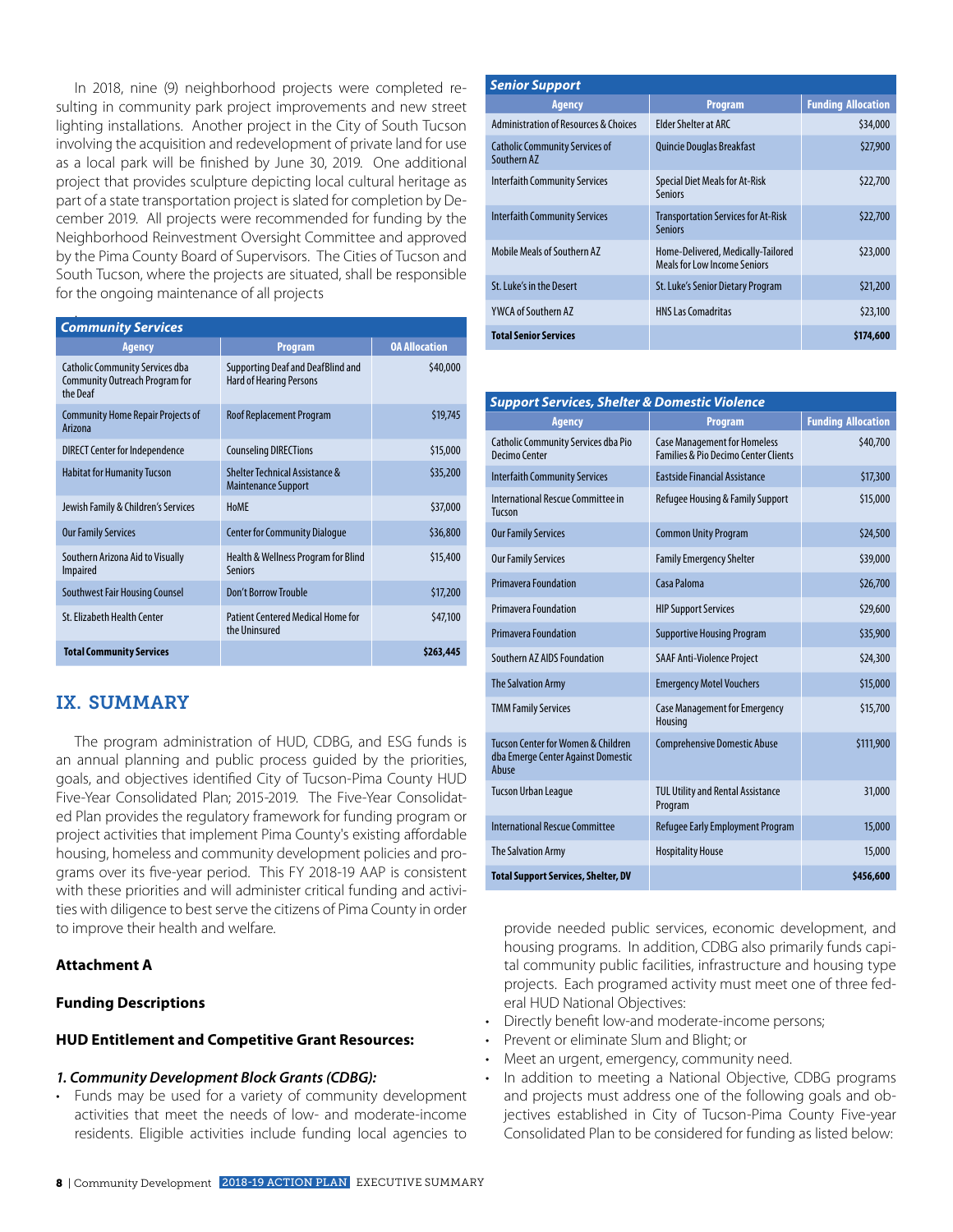In 2018, nine (9) neighborhood projects were completed resulting in community park project improvements and new street lighting installations. Another project in the City of South Tucson involving the acquisition and redevelopment of private land for use as a local park will be finished by June 30, 2019. One additional project that provides sculpture depicting local cultural heritage as part of a state transportation project is slated for completion by December 2019. All projects were recommended for funding by the Neighborhood Reinvestment Oversight Committee and approved by the Pima County Board of Supervisors. The Cities of Tucson and South Tucson, where the projects are situated, shall be responsible for the ongoing maintenance of all projects

| *Community Services* | | |
|---|---|---|
| **Agency** | **Program** | **OA Allocation** |
| Catholic Community Services dba Community Outreach Program for the Deaf | Supporting Deaf and DeafBlind and Hard of Hearing Persons | $40,000 |
| Community Home Repair Projects of Arizona | Roof Replacement Program | $19,745 |
| DIRECT Center for Independence | Counseling DIRECTions | $15,000 |
| Habitat for Humanity Tucson | Shelter Technical Assistance & Maintenance Support | $35,200 |
| Jewish Family & Children's Services | HoME | $37,000 |
| Our Family Services | Center for Community Dialogue | $36,800 |
| Southern Arizona Aid to Visually Impaired | Health & Wellness Program for Blind Seniors | $15,400 |
| Southwest Fair Housing Counsel | Don't Borrow Trouble | $17,200 |
| St. Elizabeth Health Center | Patient Centered Medical Home for the Uninsured | $47,100 |
| **Total Community Services** | | **$263,445** |

## IX. SUMMARY

The program administration of HUD, CDBG, and ESG funds is an annual planning and public process guided by the priorities, goals, and objectives identified City of Tucson-Pima County HUD Five-Year Consolidated Plan; 2015-2019. The Five-Year Consolidated Plan provides the regulatory framework for funding program or project activities that implement Pima County's existing affordable housing, homeless and community development policies and programs over its five-year period. This FY 2018-19 AAP is consistent with these priorities and will administer critical funding and activities with diligence to best serve the citizens of Pima County in order to improve their health and welfare.

**Attachment A**

**Funding Descriptions**

**HUD Entitlement and Competitive Grant Resources:**

***1. Community Development Block Grants (CDBG):***

- Funds may be used for a variety of community development activities that meet the needs of low- and moderate-income residents. Eligible activities include funding local agencies to provide needed public services, economic development, and housing programs. In addition, CDBG also primarily funds capital community public facilities, infrastructure and housing type projects. Each programed activity must meet one of three federal HUD National Objectives:
- Directly benefit low-and moderate-income persons;
- Prevent or eliminate Slum and Blight; or
- Meet an urgent, emergency, community need.
- In addition to meeting a National Objective, CDBG programs and projects must address one of the following goals and objectives established in City of Tucson-Pima County Five-year Consolidated Plan to be considered for funding as listed below:

| *Senior Support* | | |
|---|---|---|
| **Agency** | **Program** | **Funding Allocation** |
| Administration of Resources & Choices | Elder Shelter at ARC | $34,000 |
| Catholic Community Services of Southern AZ | Quincie Douglas Breakfast | $27,900 |
| Interfaith Community Services | Special Diet Meals for At-Risk Seniors | $22,700 |
| Interfaith Community Services | Transportation Services for At-Risk Seniors | $22,700 |
| Mobile Meals of Southern AZ | Home-Delivered, Medically-Tailored Meals for Low Income Seniors | $23,000 |
| St. Luke's in the Desert | St. Luke's Senior Dietary Program | $21,200 |
| YWCA of Southern AZ | HNS Las Comadritas | $23,100 |
| **Total Senior Services** | | **$174,600** |

| *Support Services, Shelter & Domestic Violence* | | |
|---|---|---|
| **Agency** | **Program** | **Funding Allocation** |
| Catholic Community Services dba Pio Decimo Center | Case Management for Homeless Families & Pio Decimo Center Clients | $40,700 |
| Interfaith Community Services | Eastside Financial Assistance | $17,300 |
| International Rescue Committee in Tucson | Refugee Housing & Family Support | $15,000 |
| Our Family Services | Common Unity Program | $24,500 |
| Our Family Services | Family Emergency Shelter | $39,000 |
| Primavera Foundation | Casa Paloma | $26,700 |
| Primavera Foundation | HIP Support Services | $29,600 |
| Primavera Foundation | Supportive Housing Program | $35,900 |
| Southern AZ AIDS Foundation | SAAF Anti-Violence Project | $24,300 |
| The Salvation Army | Emergency Motel Vouchers | $15,000 |
| TMM Family Services | Case Management for Emergency Housing | $15,700 |
| Tucson Center for Women & Children dba Emerge Center Against Domestic Abuse | Comprehensive Domestic Abuse | $111,900 |
| Tucson Urban League | TUL Utility and Rental Assistance Program | 31,000 |
| International Rescue Committee | Refugee Early Employment Program | 15,000 |
| The Salvation Army | Hospitality House | 15,000 |
| **Total Support Services, Shelter, DV** | | **$456,600** |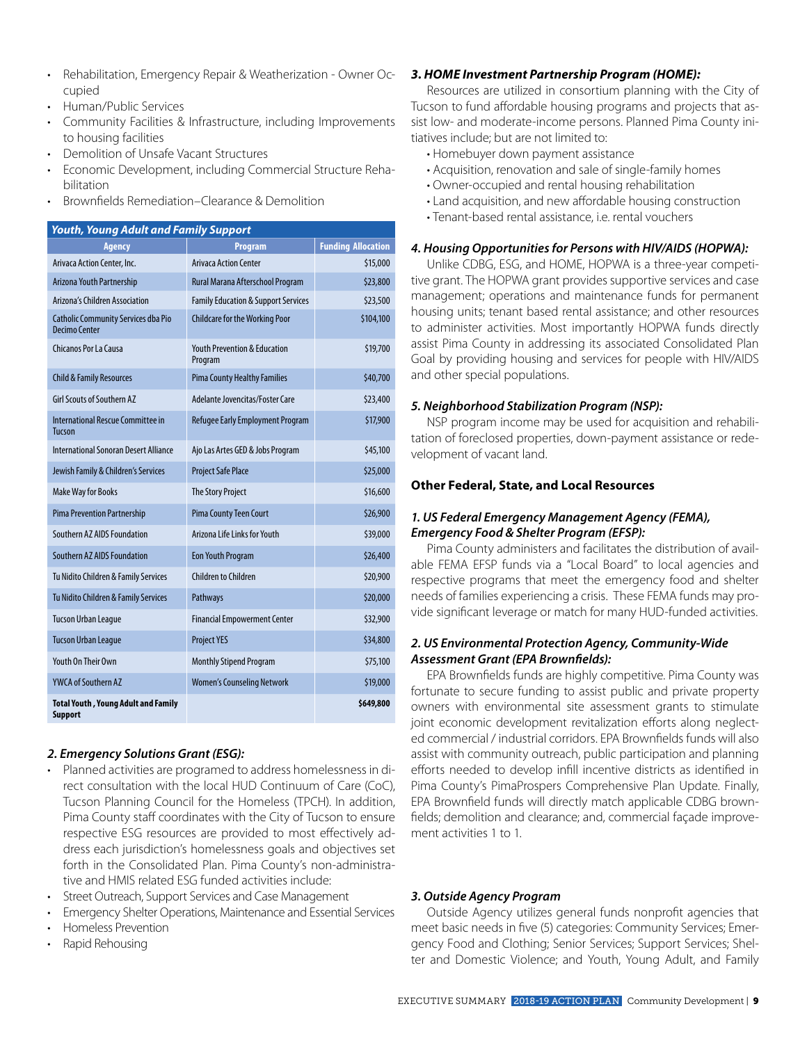- Rehabilitation, Emergency Repair & Weatherization - Owner Occupied
- Human/Public Services
- Community Facilities & Infrastructure, including Improvements to housing facilities
- Demolition of Unsafe Vacant Structures
- Economic Development, including Commercial Structure Rehabilitation
- Brownfields Remediation–Clearance & Demolition

| Youth, Young Adult and Family Support | | |
|---|---|---|
| **Agency** | **Program** | **Funding Allocation** |
| Arivaca Action Center, Inc. | Arivaca Action Center | $15,000 |
| Arizona Youth Partnership | Rural Marana Afterschool Program | $23,800 |
| Arizona's Children Association | Family Education & Support Services | $23,500 |
| Catholic Community Services dba Pio Decimo Center | Childcare for the Working Poor | $104,100 |
| Chicanos Por La Causa | Youth Prevention & Education Program | $19,700 |
| Child & Family Resources | Pima County Healthy Families | $40,700 |
| Girl Scouts of Southern AZ | Adelante Jovencitas/Foster Care | $23,400 |
| International Rescue Committee in Tucson | Refugee Early Employment Program | $17,900 |
| International Sonoran Desert Alliance | Ajo Las Artes GED & Jobs Program | $45,100 |
| Jewish Family & Children's Services | Project Safe Place | $25,000 |
| Make Way for Books | The Story Project | $16,600 |
| Pima Prevention Partnership | Pima County Teen Court | $26,900 |
| Southern AZ AIDS Foundation | Arizona Life Links for Youth | $39,000 |
| Southern AZ AIDS Foundation | Eon Youth Program | $26,400 |
| Tu Nidito Children & Family Services | Children to Children | $20,900 |
| Tu Nidito Children & Family Services | Pathways | $20,000 |
| Tucson Urban League | Financial Empowerment Center | $32,900 |
| Tucson Urban League | Project YES | $34,800 |
| Youth On Their Own | Monthly Stipend Program | $75,100 |
| YWCA of Southern AZ | Women's Counseling Network | $19,000 |
| **Total Youth , Young Adult and Family Support** | | **$649,800** |

### *2. Emergency Solutions Grant (ESG):*

- Planned activities are programed to address homelessness in direct consultation with the local HUD Continuum of Care (CoC), Tucson Planning Council for the Homeless (TPCH). In addition, Pima County staff coordinates with the City of Tucson to ensure respective ESG resources are provided to most effectively address each jurisdiction's homelessness goals and objectives set forth in the Consolidated Plan. Pima County's non-administrative and HMIS related ESG funded activities include:
- Street Outreach, Support Services and Case Management
- Emergency Shelter Operations, Maintenance and Essential Services
- Homeless Prevention
- Rapid Rehousing

### *3. HOME Investment Partnership Program (HOME):*

Resources are utilized in consortium planning with the City of Tucson to fund affordable housing programs and projects that assist low- and moderate-income persons. Planned Pima County initiatives include; but are not limited to:

- Homebuyer down payment assistance
- Acquisition, renovation and sale of single-family homes
- Owner-occupied and rental housing rehabilitation
- Land acquisition, and new affordable housing construction
- Tenant-based rental assistance, i.e. rental vouchers

### *4. Housing Opportunities for Persons with HIV/AIDS (HOPWA):*

Unlike CDBG, ESG, and HOME, HOPWA is a three-year competitive grant. The HOPWA grant provides supportive services and case management; operations and maintenance funds for permanent housing units; tenant based rental assistance; and other resources to administer activities. Most importantly HOPWA funds directly assist Pima County in addressing its associated Consolidated Plan Goal by providing housing and services for people with HIV/AIDS and other special populations.

### *5. Neighborhood Stabilization Program (NSP):*

NSP program income may be used for acquisition and rehabilitation of foreclosed properties, down-payment assistance or redevelopment of vacant land.

## Other Federal, State, and Local Resources

### *1. US Federal Emergency Management Agency (FEMA), Emergency Food & Shelter Program (EFSP):*

Pima County administers and facilitates the distribution of available FEMA EFSP funds via a "Local Board" to local agencies and respective programs that meet the emergency food and shelter needs of families experiencing a crisis. These FEMA funds may provide significant leverage or match for many HUD-funded activities.

### *2. US Environmental Protection Agency, Community-Wide Assessment Grant (EPA Brownfields):*

EPA Brownfields funds are highly competitive. Pima County was fortunate to secure funding to assist public and private property owners with environmental site assessment grants to stimulate joint economic development revitalization efforts along neglected commercial / industrial corridors. EPA Brownfields funds will also assist with community outreach, public participation and planning efforts needed to develop infill incentive districts as identified in Pima County's PimaProspers Comprehensive Plan Update. Finally, EPA Brownfield funds will directly match applicable CDBG brownfields; demolition and clearance; and, commercial façade improvement activities 1 to 1.

### *3. Outside Agency Program*

Outside Agency utilizes general funds nonprofit agencies that meet basic needs in five (5) categories: Community Services; Emergency Food and Clothing; Senior Services; Support Services; Shelter and Domestic Violence; and Youth, Young Adult, and Family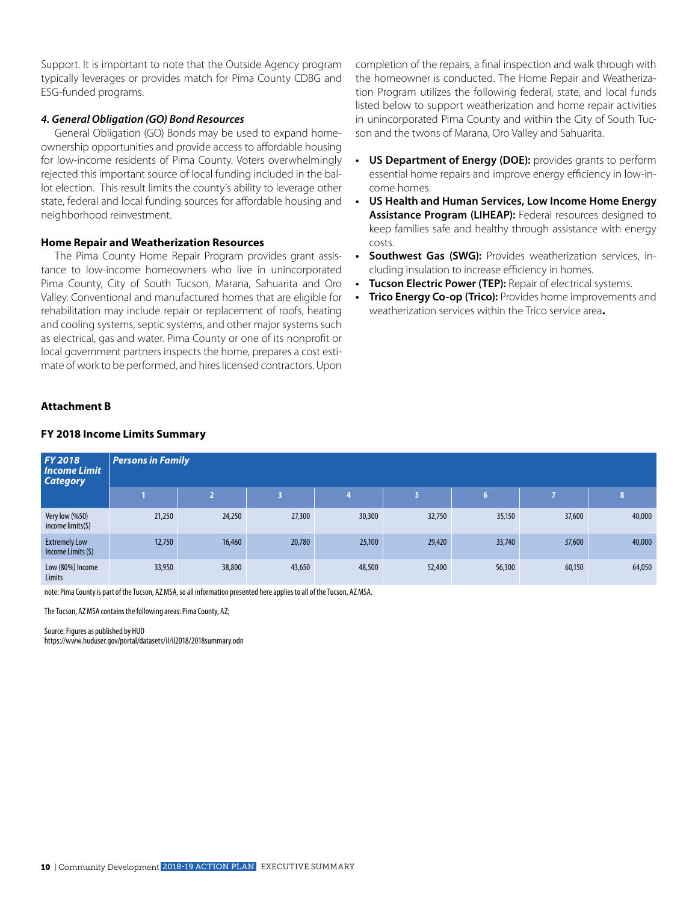Support. It is important to note that the Outside Agency program typically leverages or provides match for Pima County CDBG and ESG-funded programs.

#### *4. General Obligation (GO) Bond Resources*

General Obligation (GO) Bonds may be used to expand homeownership opportunities and provide access to affordable housing for low-income residents of Pima County. Voters overwhelmingly rejected this important source of local funding included in the ballot election. This result limits the county's ability to leverage other state, federal and local funding sources for affordable housing and neighborhood reinvestment.

#### **Home Repair and Weatherization Resources**

The Pima County Home Repair Program provides grant assistance to low-income homeowners who live in unincorporated Pima County, City of South Tucson, Marana, Sahuarita and Oro Valley. Conventional and manufactured homes that are eligible for rehabilitation may include repair or replacement of roofs, heating and cooling systems, septic systems, and other major systems such as electrical, gas and water. Pima County or one of its nonprofit or local government partners inspects the home, prepares a cost estimate of work to be performed, and hires licensed contractors. Upon completion of the repairs, a final inspection and walk through with the homeowner is conducted. The Home Repair and Weatherization Program utilizes the following federal, state, and local funds listed below to support weatherization and home repair activities in unincorporated Pima County and within the City of South Tucson and the twons of Marana, Oro Valley and Sahuarita.

- **US Department of Energy (DOE):** provides grants to perform essential home repairs and improve energy efficiency in low-income homes.
- **US Health and Human Services, Low Income Home Energy Assistance Program (LIHEAP):** Federal resources designed to keep families safe and healthy through assistance with energy costs.
- **Southwest Gas (SWG):** Provides weatherization services, including insulation to increase efficiency in homes.
- **Tucson Electric Power (TEP):** Repair of electrical systems.
- **Trico Energy Co-op (Trico):** Provides home improvements and weatherization services within the Trico service area**.**

#### **Attachment B**

#### **FY 2018 Income Limits Summary**

| *FY 2018 Income Limit Category* | *Persons in Family* | | | | | | | |
|---|---|---|---|---|---|---|---|---|
| | 1 | 2 | 3 | 4 | 5 | 6 | 7 | 8 |
| Very low (%50) income limits($) | 21,250 | 24,250 | 27,300 | 30,300 | 32,750 | 35,150 | 37,600 | 40,000 |
| Extremely Low Income Limits ($) | 12,750 | 16,460 | 20,780 | 25,100 | 29,420 | 33,740 | 37,600 | 40,000 |
| Low (80%) Income Limits | 33,950 | 38,800 | 43,650 | 48,500 | 52,400 | 56,300 | 60,150 | 64,050 |

note: Pima County is part of the Tucson, AZ MSA, so all information presented here applies to all of the Tucson, AZ MSA.

The Tucson, AZ MSA contains the following areas: Pima County, AZ;

Source: Figures as published by HUD
https://www.huduser.gov/portal/datasets/il/il2018/2018summary.odn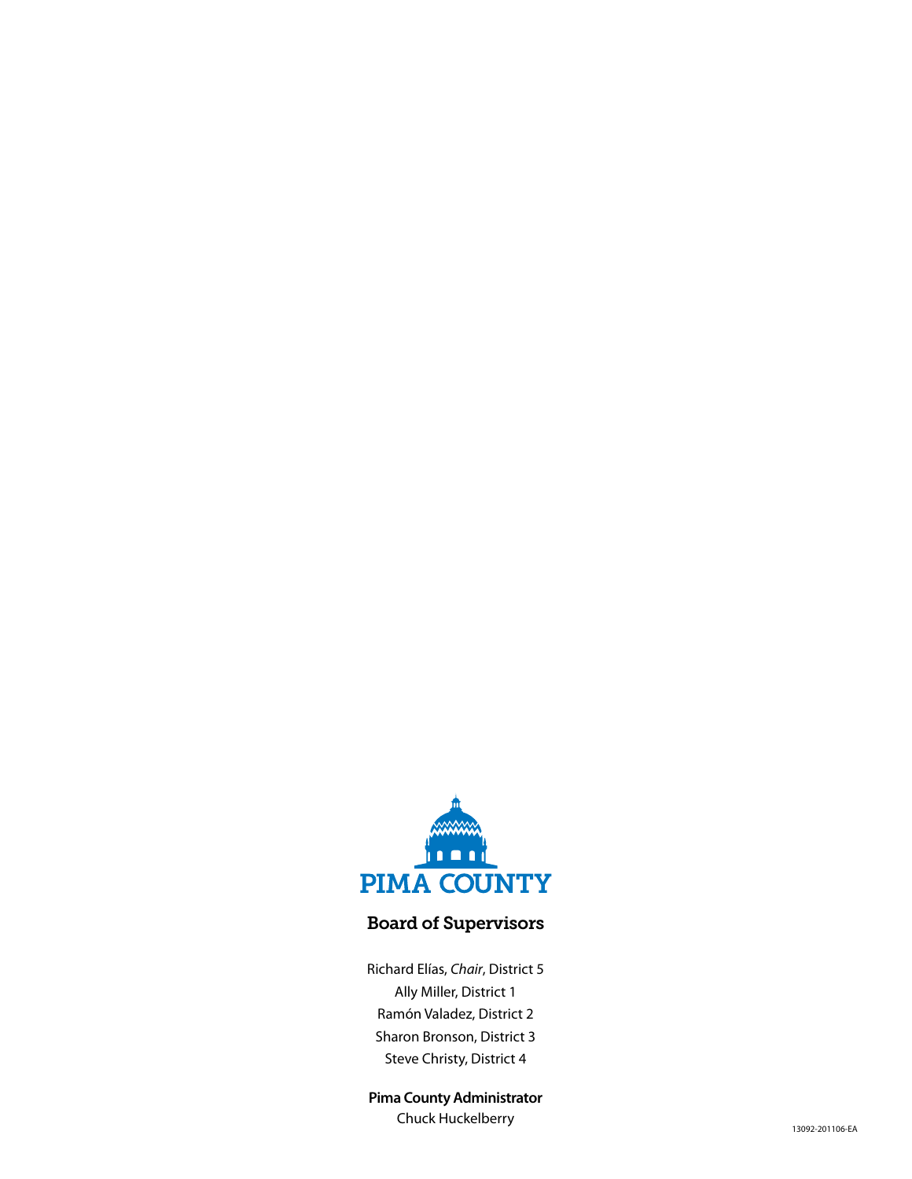PIMA COUNTY

## Board of Supervisors

Richard Elías, *Chair*, District 5
Ally Miller, District 1
Ramón Valadez, District 2
Sharon Bronson, District 3
Steve Christy, District 4

**Pima County Administrator**
Chuck Huckelberry

13092-201106-EA